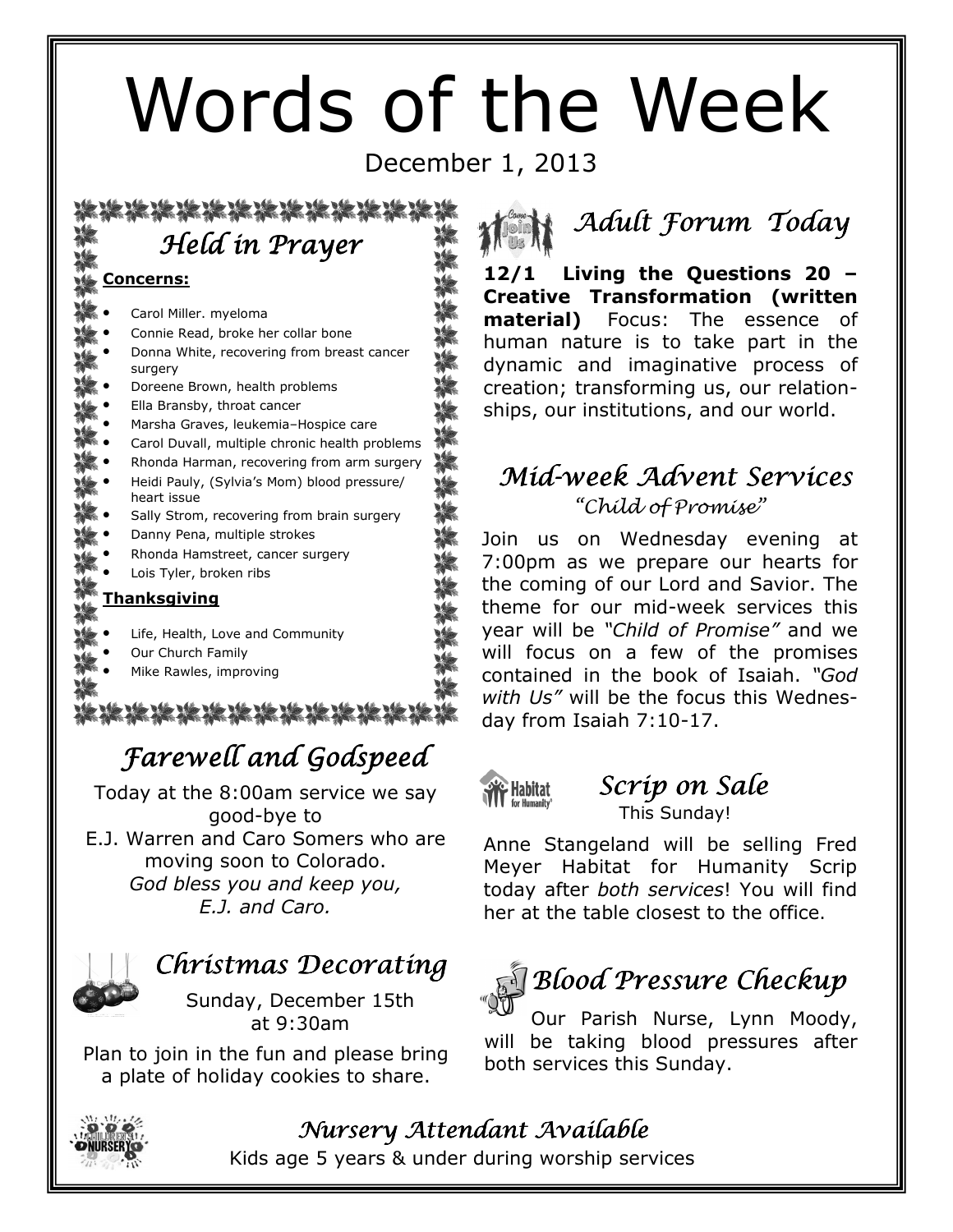# Words of the Week

December 1, 2013

## *Held in Prayer*

**Concerns:**

- Carol Miller. myeloma
- Connie Read, broke her collar bone
- Donna White, recovering from breast cancer surgery
- Doreene Brown, health problems
- Ella Bransby, throat cancer
- Marsha Graves, leukemia–Hospice care
- Carol Duvall, multiple chronic health problems
- Rhonda Harman, recovering from arm surgery
- Heidi Pauly, (Sylvia's Mom) blood pressure/ heart issue
- Sally Strom, recovering from brain surgery
- Danny Pena, multiple strokes
- Rhonda Hamstreet, cancer surgery
- Lois Tyler, broken ribs

**Thanksgiving**

- Life, Health, Love and Community
- Our Church Family
- Mike Rawles, improving

## *Farewell and Godspeed*

Today at the 8:00am service we say good-bye to E.J. Warren and Caro Somers who are moving soon to Colorado.
*God bless you and keep you, E.J. and Caro.*

## *Christmas Decorating*

Sunday, December 15th at 9:30am

Plan to join in the fun and please bring a plate of holiday cookies to share.

## *Adult Forum Today*

**12/1 Living the Questions 20 – Creative Transformation (written material)** Focus: The essence of human nature is to take part in the dynamic and imaginative process of creation; transforming us, our relationships, our institutions, and our world.

## *Mid-week Advent Services*

*"Child of Promise"*

Join us on Wednesday evening at 7:00pm as we prepare our hearts for the coming of our Lord and Savior. The theme for our mid-week services this year will be *"Child of Promise"* and we will focus on a few of the promises contained in the book of Isaiah. *"God with Us"* will be the focus this Wednesday from Isaiah 7:10-17.

## *Scrip on Sale*

This Sunday!

Anne Stangeland will be selling Fred Meyer Habitat for Humanity Scrip today after *both services*! You will find her at the table closest to the office.

## *Blood Pressure Checkup*

Our Parish Nurse, Lynn Moody, will be taking blood pressures after both services this Sunday.

## *Nursery Attendant Available*

Kids age 5 years & under during worship services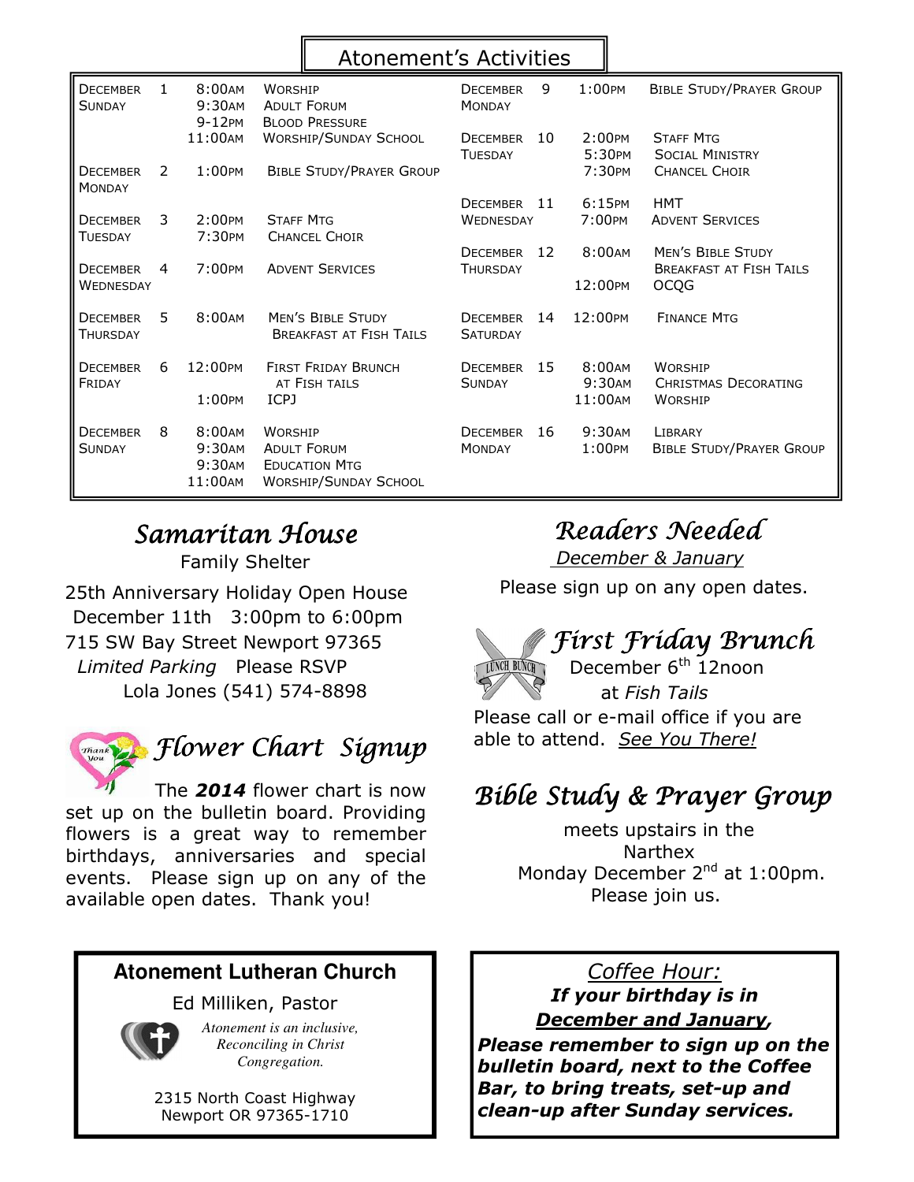## Atonement's Activities

| | | | |
|---|---|---|---|
| December Sunday | 1 | 8:00am<br>9:30am<br>9-12pm<br>11:00am | Worship<br>Adult Forum<br>Blood Pressure<br>Worship/Sunday School |
| December Monday | 2 | 1:00pm | Bible Study/Prayer Group |
| December Tuesday | 3 | 2:00pm<br>7:30pm | Staff Mtg<br>Chancel Choir |
| December Wednesday | 4 | 7:00pm | Advent Services |
| December Thursday | 5 | 8:00am | Men's Bible Study<br>Breakfast at Fish Tails |
| December Friday | 6 | 12:00pm<br>1:00pm | First Friday Brunch at Fish Tails<br>ICPJ |
| December Sunday | 8 | 8:00am<br>9:30am<br>9:30am<br>11:00am | Worship<br>Adult Forum<br>Education Mtg<br>Worship/Sunday School |
| December Monday | 9 | 1:00pm | Bible Study/Prayer Group |
| December Tuesday | 10 | 2:00pm<br>5:30pm<br>7:30pm | Staff Mtg<br>Social Ministry<br>Chancel Choir |
| December Wednesday | 11 | 6:15pm<br>7:00pm | HMT<br>Advent Services |
| December Thursday | 12 | 8:00am<br>12:00pm | Men's Bible Study<br>Breakfast at Fish Tails<br>OCQG |
| December Saturday | 14 | 12:00pm | Finance Mtg |
| December Sunday | 15 | 8:00am<br>9:30am<br>11:00am | Worship<br>Christmas Decorating<br>Worship |
| December Monday | 16 | 9:30am<br>1:00pm | Library<br>Bible Study/Prayer Group |

## *Samaritan House*

Family Shelter

25th Anniversary Holiday Open House
December 11th 3:00pm to 6:00pm
715 SW Bay Street Newport 97365
*Limited Parking* Please RSVP
Lola Jones (541) 574-8898

## *Flower Chart Signup*

The ***2014*** flower chart is now set up on the bulletin board. Providing flowers is a great way to remember birthdays, anniversaries and special events. Please sign up on any of the available open dates. Thank you!

## *Readers Needed*

December & January

Please sign up on any open dates.

## *First Friday Brunch*

December 6th 12noon
at *Fish Tails*

Please call or e-mail office if you are able to attend. *See You There!*

## *Bible Study & Prayer Group*

meets upstairs in the Narthex
Monday December 2nd at 1:00pm.
Please join us.

**Atonement Lutheran Church**

Ed Milliken, Pastor

*Atonement is an inclusive, Reconciling in Christ Congregation.*

2315 North Coast Highway
Newport OR 97365-1710

*Coffee Hour:*

***If your birthday is in December and January,***

***Please remember to sign up on the bulletin board, next to the Coffee Bar, to bring treats, set-up and clean-up after Sunday services.***